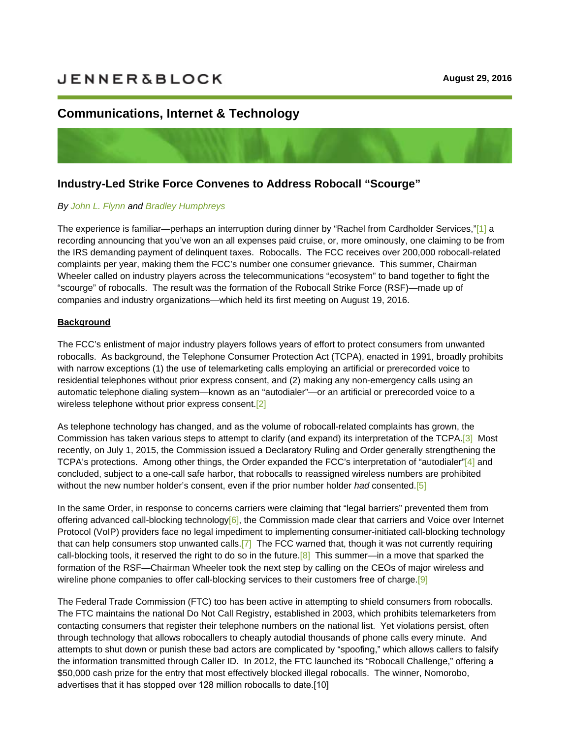JENNER&BLOCK

August 29, 2016

## Communications, Internet & Technology

### Industry-Led Strike Force Convenes to Address Robocall "Scourge"

*By John L. Flynn and Bradley Humphreys*

The experience is familiar—perhaps an interruption during dinner by "Rachel from Cardholder Services,"[1] a recording announcing that you've won an all expenses paid cruise, or, more ominously, one claiming to be from the IRS demanding payment of delinquent taxes. Robocalls. The FCC receives over 200,000 robocall-related complaints per year, making them the FCC's number one consumer grievance. This summer, Chairman Wheeler called on industry players across the telecommunications "ecosystem" to band together to fight the "scourge" of robocalls. The result was the formation of the Robocall Strike Force (RSF)—made up of companies and industry organizations—which held its first meeting on August 19, 2016.

**Background**

The FCC's enlistment of major industry players follows years of effort to protect consumers from unwanted robocalls. As background, the Telephone Consumer Protection Act (TCPA), enacted in 1991, broadly prohibits with narrow exceptions (1) the use of telemarketing calls employing an artificial or prerecorded voice to residential telephones without prior express consent, and (2) making any non-emergency calls using an automatic telephone dialing system—known as an "autodialer"—or an artificial or prerecorded voice to a wireless telephone without prior express consent.[2]

As telephone technology has changed, and as the volume of robocall-related complaints has grown, the Commission has taken various steps to attempt to clarify (and expand) its interpretation of the TCPA.[3] Most recently, on July 1, 2015, the Commission issued a Declaratory Ruling and Order generally strengthening the TCPA's protections. Among other things, the Order expanded the FCC's interpretation of "autodialer"[4] and concluded, subject to a one-call safe harbor, that robocalls to reassigned wireless numbers are prohibited without the new number holder's consent, even if the prior number holder *had* consented.[5]

In the same Order, in response to concerns carriers were claiming that "legal barriers" prevented them from offering advanced call-blocking technology[6], the Commission made clear that carriers and Voice over Internet Protocol (VoIP) providers face no legal impediment to implementing consumer-initiated call-blocking technology that can help consumers stop unwanted calls.[7] The FCC warned that, though it was not currently requiring call-blocking tools, it reserved the right to do so in the future.[8] This summer—in a move that sparked the formation of the RSF—Chairman Wheeler took the next step by calling on the CEOs of major wireless and wireline phone companies to offer call-blocking services to their customers free of charge.[9]

The Federal Trade Commission (FTC) too has been active in attempting to shield consumers from robocalls. The FTC maintains the national Do Not Call Registry, established in 2003, which prohibits telemarketers from contacting consumers that register their telephone numbers on the national list. Yet violations persist, often through technology that allows robocallers to cheaply autodial thousands of phone calls every minute. And attempts to shut down or punish these bad actors are complicated by "spoofing," which allows callers to falsify the information transmitted through Caller ID. In 2012, the FTC launched its "Robocall Challenge," offering a $50,000 cash prize for the entry that most effectively blocked illegal robocalls. The winner, Nomorobo, advertises that it has stopped over 128 million robocalls to date.[10]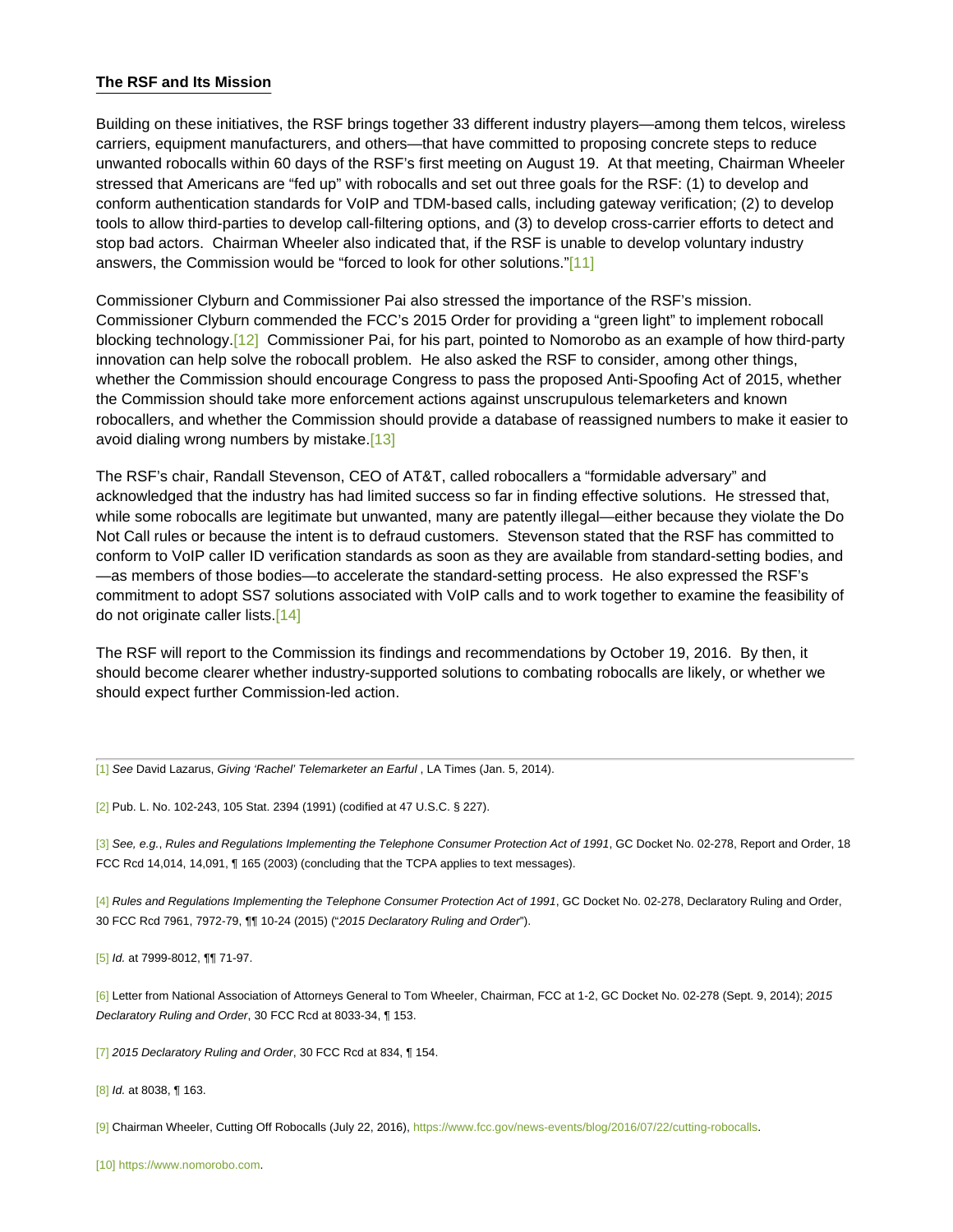## The RSF and Its Mission

Building on these initiatives, the RSF brings together 33 different industry players—among them telcos, wireless carriers, equipment manufacturers, and others—that have committed to proposing concrete steps to reduce unwanted robocalls within 60 days of the RSF's first meeting on August 19. At that meeting, Chairman Wheeler stressed that Americans are "fed up" with robocalls and set out three goals for the RSF: (1) to develop and conform authentication standards for VoIP and TDM-based calls, including gateway verification; (2) to develop tools to allow third-parties to develop call-filtering options, and (3) to develop cross-carrier efforts to detect and stop bad actors. Chairman Wheeler also indicated that, if the RSF is unable to develop voluntary industry answers, the Commission would be "forced to look for other solutions."[11]

Commissioner Clyburn and Commissioner Pai also stressed the importance of the RSF's mission. Commissioner Clyburn commended the FCC's 2015 Order for providing a "green light" to implement robocall blocking technology.[12] Commissioner Pai, for his part, pointed to Nomorobo as an example of how third-party innovation can help solve the robocall problem. He also asked the RSF to consider, among other things, whether the Commission should encourage Congress to pass the proposed Anti-Spoofing Act of 2015, whether the Commission should take more enforcement actions against unscrupulous telemarketers and known robocallers, and whether the Commission should provide a database of reassigned numbers to make it easier to avoid dialing wrong numbers by mistake.[13]

The RSF's chair, Randall Stevenson, CEO of AT&T, called robocallers a "formidable adversary" and acknowledged that the industry has had limited success so far in finding effective solutions. He stressed that, while some robocalls are legitimate but unwanted, many are patently illegal—either because they violate the Do Not Call rules or because the intent is to defraud customers. Stevenson stated that the RSF has committed to conform to VoIP caller ID verification standards as soon as they are available from standard-setting bodies, and—as members of those bodies—to accelerate the standard-setting process. He also expressed the RSF's commitment to adopt SS7 solutions associated with VoIP calls and to work together to examine the feasibility of do not originate caller lists.[14]

The RSF will report to the Commission its findings and recommendations by October 19, 2016. By then, it should become clearer whether industry-supported solutions to combating robocalls are likely, or whether we should expect further Commission-led action.

---

[1] *See* David Lazarus, *Giving 'Rachel' Telemarketer an Earful* , LA Times (Jan. 5, 2014).

[2] Pub. L. No. 102-243, 105 Stat. 2394 (1991) (codified at 47 U.S.C. § 227).

[3] *See, e.g.*, *Rules and Regulations Implementing the Telephone Consumer Protection Act of 1991*, GC Docket No. 02-278, Report and Order, 18 FCC Rcd 14,014, 14,091, ¶ 165 (2003) (concluding that the TCPA applies to text messages).

[4] *Rules and Regulations Implementing the Telephone Consumer Protection Act of 1991*, GC Docket No. 02-278, Declaratory Ruling and Order, 30 FCC Rcd 7961, 7972-79, ¶¶ 10-24 (2015) ("*2015 Declaratory Ruling and Order*").

[5] *Id.* at 7999-8012, ¶¶ 71-97.

[6] Letter from National Association of Attorneys General to Tom Wheeler, Chairman, FCC at 1-2, GC Docket No. 02-278 (Sept. 9, 2014); *2015 Declaratory Ruling and Order*, 30 FCC Rcd at 8033-34, ¶ 153.

[7] *2015 Declaratory Ruling and Order*, 30 FCC Rcd at 834, ¶ 154.

[8] *Id.* at 8038, ¶ 163.

[9] Chairman Wheeler, Cutting Off Robocalls (July 22, 2016), https://www.fcc.gov/news-events/blog/2016/07/22/cutting-robocalls.

[10] https://www.nomorobo.com.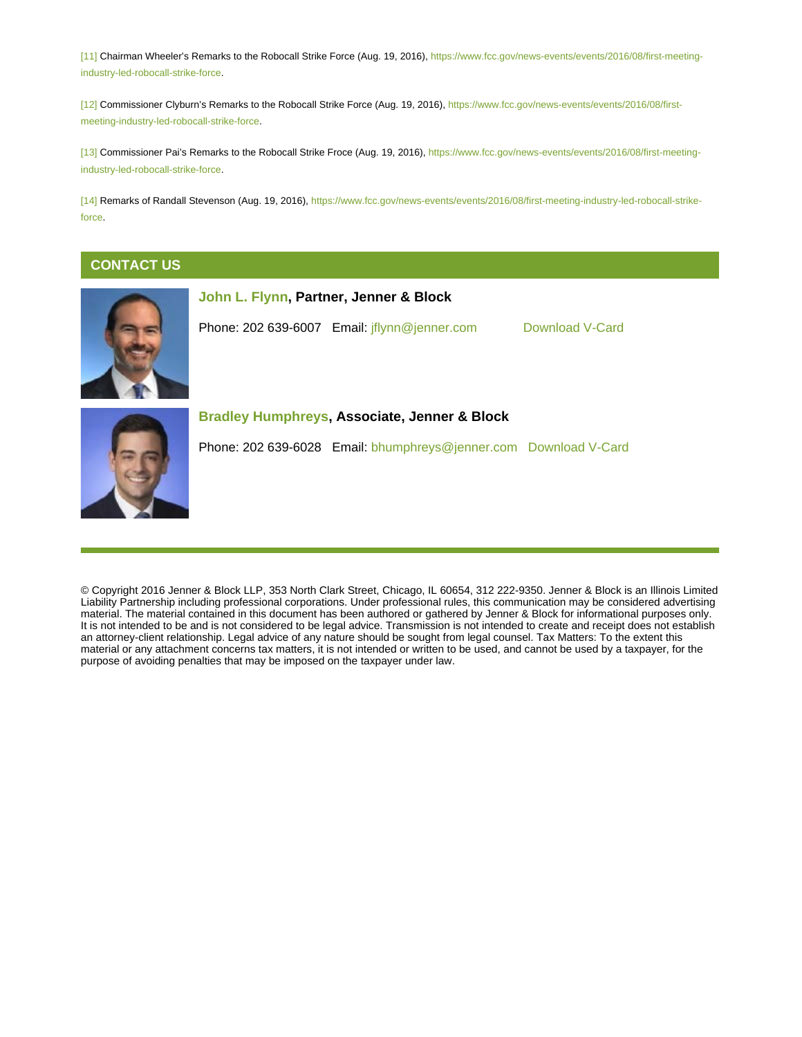[11] Chairman Wheeler's Remarks to the Robocall Strike Force (Aug. 19, 2016), https://www.fcc.gov/news-events/events/2016/08/first-meeting-industry-led-robocall-strike-force.

[12] Commissioner Clyburn's Remarks to the Robocall Strike Force (Aug. 19, 2016), https://www.fcc.gov/news-events/events/2016/08/first-meeting-industry-led-robocall-strike-force.

[13] Commissioner Pai's Remarks to the Robocall Strike Froce (Aug. 19, 2016), https://www.fcc.gov/news-events/events/2016/08/first-meeting-industry-led-robocall-strike-force.

[14] Remarks of Randall Stevenson (Aug. 19, 2016), https://www.fcc.gov/news-events/events/2016/08/first-meeting-industry-led-robocall-strike-force.

## CONTACT US

**John L. Flynn, Partner, Jenner & Block**

Phone: 202 639-6007 Email: jflynn@jenner.com Download V-Card

**Bradley Humphreys, Associate, Jenner & Block**

Phone: 202 639-6028 Email: bhumphreys@jenner.com Download V-Card

© Copyright 2016 Jenner & Block LLP, 353 North Clark Street, Chicago, IL 60654, 312 222-9350. Jenner & Block is an Illinois Limited Liability Partnership including professional corporations. Under professional rules, this communication may be considered advertising material. The material contained in this document has been authored or gathered by Jenner & Block for informational purposes only. It is not intended to be and is not considered to be legal advice. Transmission is not intended to create and receipt does not establish an attorney-client relationship. Legal advice of any nature should be sought from legal counsel. Tax Matters: To the extent this material or any attachment concerns tax matters, it is not intended or written to be used, and cannot be used by a taxpayer, for the purpose of avoiding penalties that may be imposed on the taxpayer under law.